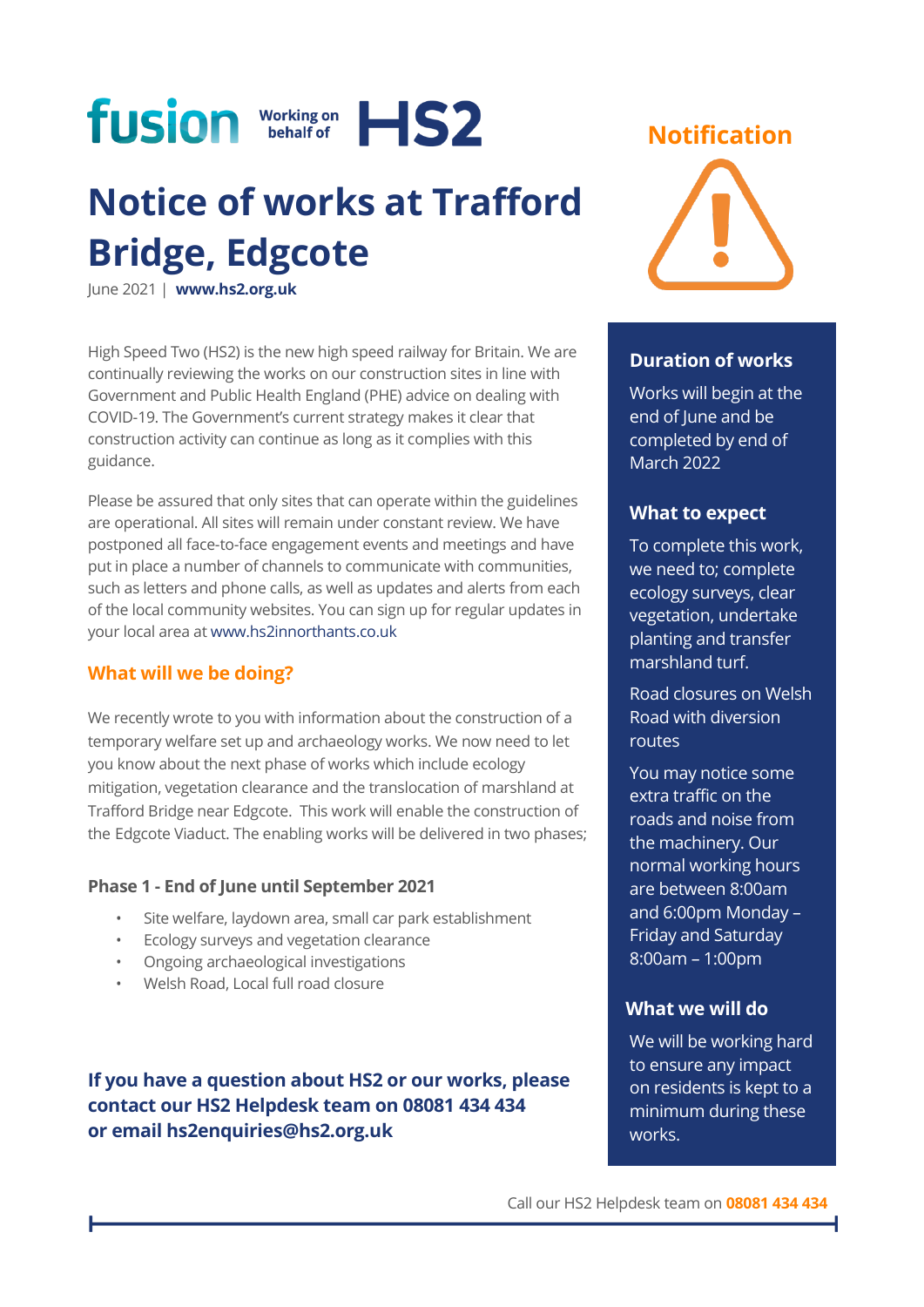fusion Working on behalf of HS2

# Notice of works at Trafford Bridge, Edgcote

June 2021 | **www.hs2.org.uk**

High Speed Two (HS2) is the new high speed railway for Britain. We are continually reviewing the works on our construction sites in line with Government and Public Health England (PHE) advice on dealing with COVID-19. The Government's current strategy makes it clear that construction activity can continue as long as it complies with this guidance.

Please be assured that only sites that can operate within the guidelines are operational. All sites will remain under constant review. We have postponed all face-to-face engagement events and meetings and have put in place a number of channels to communicate with communities, such as letters and phone calls, as well as updates and alerts from each of the local community websites. You can sign up for regular updates in your local area at www.hs2innorthants.co.uk

## What will we be doing?

We recently wrote to you with information about the construction of a temporary welfare set up and archaeology works. We now need to let you know about the next phase of works which include ecology mitigation, vegetation clearance and the translocation of marshland at Trafford Bridge near Edgcote. This work will enable the construction of the Edgcote Viaduct. The enabling works will be delivered in two phases;

### Phase 1 - End of June until September 2021

- Site welfare, laydown area, small car park establishment
- Ecology surveys and vegetation clearance
- Ongoing archaeological investigations
- Welsh Road, Local full road closure

**If you have a question about HS2 or our works, please contact our HS2 Helpdesk team on 08081 434 434 or email hs2enquiries@hs2.org.uk**

## Notification

### Duration of works

Works will begin at the end of June and be completed by end of March 2022

### What to expect

To complete this work, we need to; complete ecology surveys, clear vegetation, undertake planting and transfer marshland turf.

Road closures on Welsh Road with diversion routes

You may notice some extra traffic on the roads and noise from the machinery. Our normal working hours are between 8:00am and 6:00pm Monday – Friday and Saturday 8:00am – 1:00pm

### What we will do

We will be working hard to ensure any impact on residents is kept to a minimum during these works.

Call our HS2 Helpdesk team on **08081 434 434**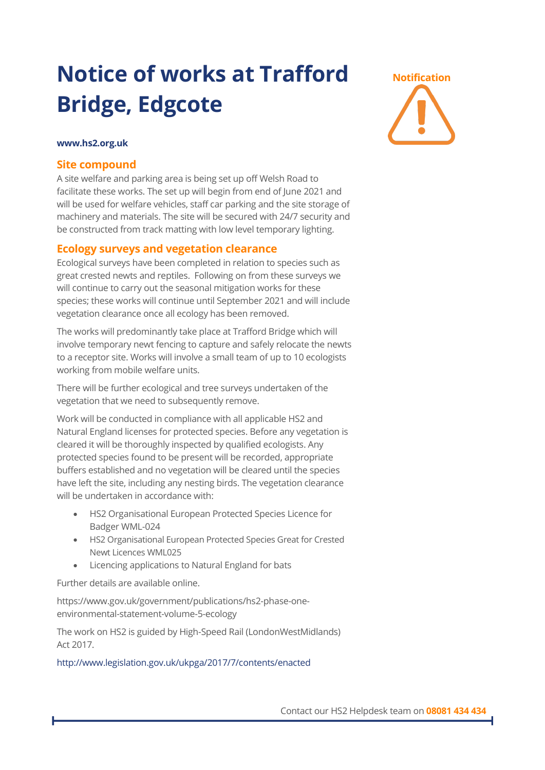# Notice of works at Trafford Bridge, Edgcote

Notification

**www.hs2.org.uk**

## Site compound

A site welfare and parking area is being set up off Welsh Road to facilitate these works. The set up will begin from end of June 2021 and will be used for welfare vehicles, staff car parking and the site storage of machinery and materials. The site will be secured with 24/7 security and be constructed from track matting with low level temporary lighting.

## Ecology surveys and vegetation clearance

Ecological surveys have been completed in relation to species such as great crested newts and reptiles. Following on from these surveys we will continue to carry out the seasonal mitigation works for these species; these works will continue until September 2021 and will include vegetation clearance once all ecology has been removed.

The works will predominantly take place at Trafford Bridge which will involve temporary newt fencing to capture and safely relocate the newts to a receptor site. Works will involve a small team of up to 10 ecologists working from mobile welfare units.

There will be further ecological and tree surveys undertaken of the vegetation that we need to subsequently remove.

Work will be conducted in compliance with all applicable HS2 and Natural England licenses for protected species. Before any vegetation is cleared it will be thoroughly inspected by qualified ecologists. Any protected species found to be present will be recorded, appropriate buffers established and no vegetation will be cleared until the species have left the site, including any nesting birds. The vegetation clearance will be undertaken in accordance with:

- HS2 Organisational European Protected Species Licence for Badger WML-024
- HS2 Organisational European Protected Species Great for Crested Newt Licences WML025
- Licencing applications to Natural England for bats

Further details are available online.

https://www.gov.uk/government/publications/hs2-phase-one-environmental-statement-volume-5-ecology

The work on HS2 is guided by High-Speed Rail (LondonWestMidlands) Act 2017.

http://www.legislation.gov.uk/ukpga/2017/7/contents/enacted

Contact our HS2 Helpdesk team on **08081 434 434**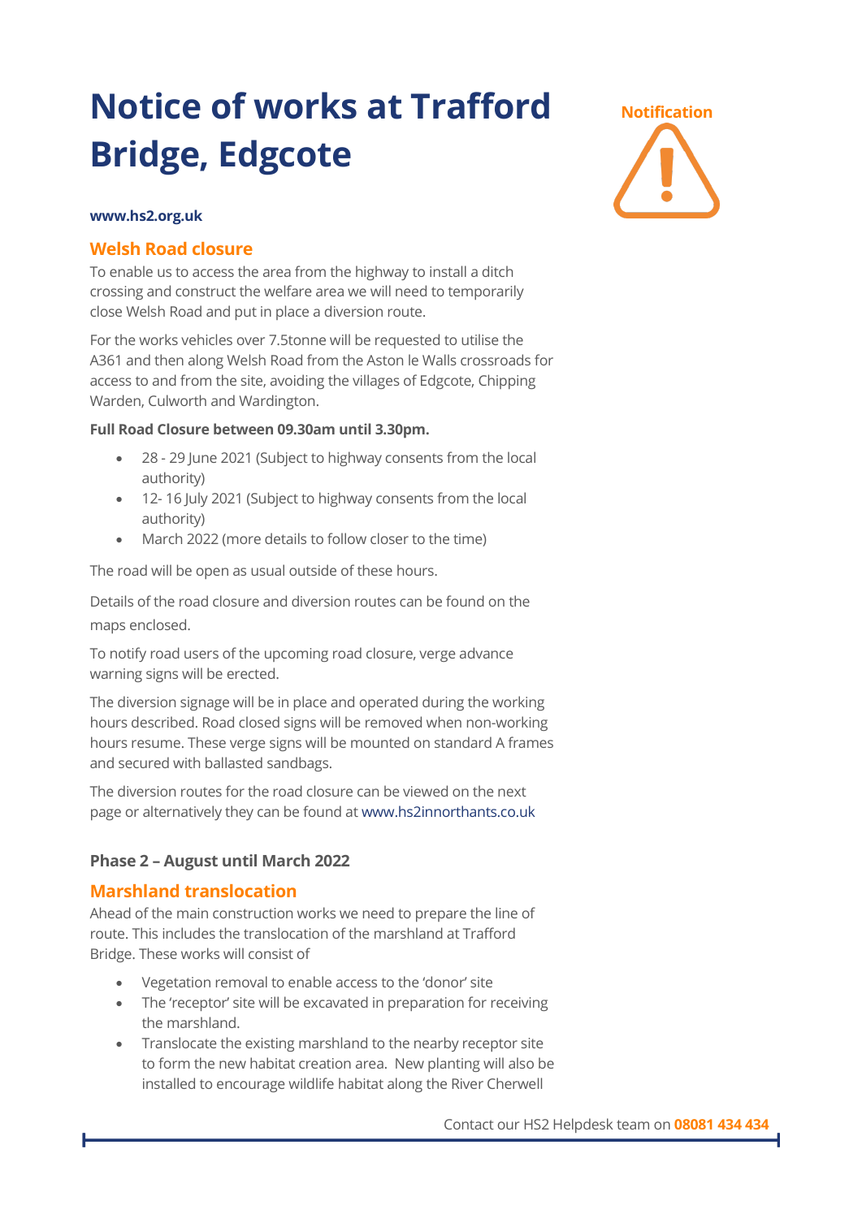# Notice of works at Trafford Bridge, Edgcote

Notification

**www.hs2.org.uk**

## Welsh Road closure

To enable us to access the area from the highway to install a ditch crossing and construct the welfare area we will need to temporarily close Welsh Road and put in place a diversion route.

For the works vehicles over 7.5tonne will be requested to utilise the A361 and then along Welsh Road from the Aston le Walls crossroads for access to and from the site, avoiding the villages of Edgcote, Chipping Warden, Culworth and Wardington.

**Full Road Closure between 09.30am until 3.30pm.**

- 28 - 29 June 2021 (Subject to highway consents from the local authority)
- 12- 16 July 2021 (Subject to highway consents from the local authority)
- March 2022 (more details to follow closer to the time)

The road will be open as usual outside of these hours.

Details of the road closure and diversion routes can be found on the maps enclosed.

To notify road users of the upcoming road closure, verge advance warning signs will be erected.

The diversion signage will be in place and operated during the working hours described. Road closed signs will be removed when non-working hours resume. These verge signs will be mounted on standard A frames and secured with ballasted sandbags.

The diversion routes for the road closure can be viewed on the next page or alternatively they can be found at www.hs2innorthants.co.uk

### Phase 2 – August until March 2022

## Marshland translocation

Ahead of the main construction works we need to prepare the line of route. This includes the translocation of the marshland at Trafford Bridge. These works will consist of

- Vegetation removal to enable access to the 'donor' site
- The 'receptor' site will be excavated in preparation for receiving the marshland.
- Translocate the existing marshland to the nearby receptor site to form the new habitat creation area. New planting will also be installed to encourage wildlife habitat along the River Cherwell

Contact our HS2 Helpdesk team on **08081 434 434**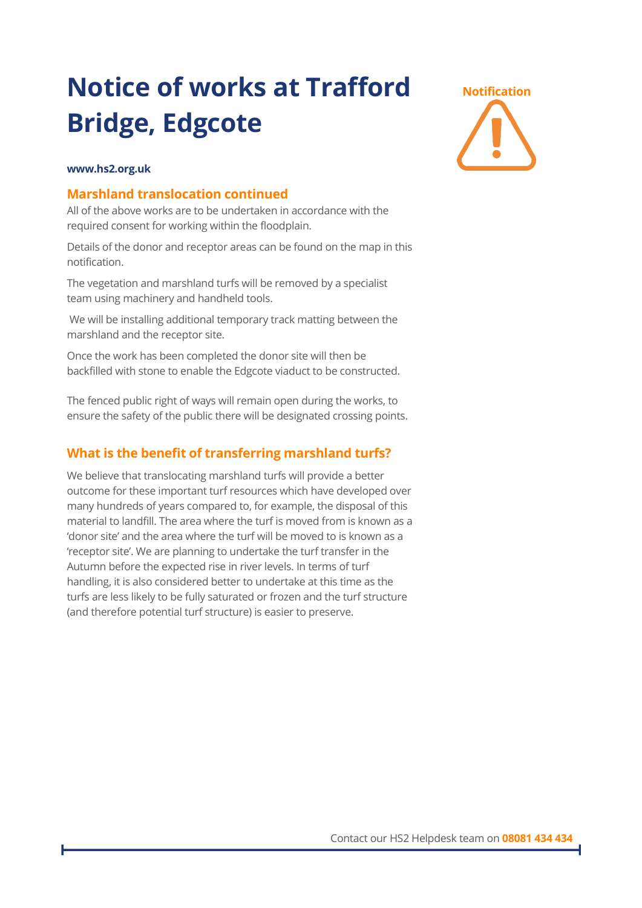# Notice of works at Trafford Bridge, Edgcote

Notification

**www.hs2.org.uk**

## Marshland translocation continued

All of the above works are to be undertaken in accordance with the required consent for working within the floodplain.

Details of the donor and receptor areas can be found on the map in this notification.

The vegetation and marshland turfs will be removed by a specialist team using machinery and handheld tools.

We will be installing additional temporary track matting between the marshland and the receptor site.

Once the work has been completed the donor site will then be backfilled with stone to enable the Edgcote viaduct to be constructed.

The fenced public right of ways will remain open during the works, to ensure the safety of the public there will be designated crossing points.

## What is the benefit of transferring marshland turfs?

We believe that translocating marshland turfs will provide a better outcome for these important turf resources which have developed over many hundreds of years compared to, for example, the disposal of this material to landfill. The area where the turf is moved from is known as a 'donor site' and the area where the turf will be moved to is known as a 'receptor site'. We are planning to undertake the turf transfer in the Autumn before the expected rise in river levels. In terms of turf handling, it is also considered better to undertake at this time as the turfs are less likely to be fully saturated or frozen and the turf structure (and therefore potential turf structure) is easier to preserve.

Contact our HS2 Helpdesk team on **08081 434 434**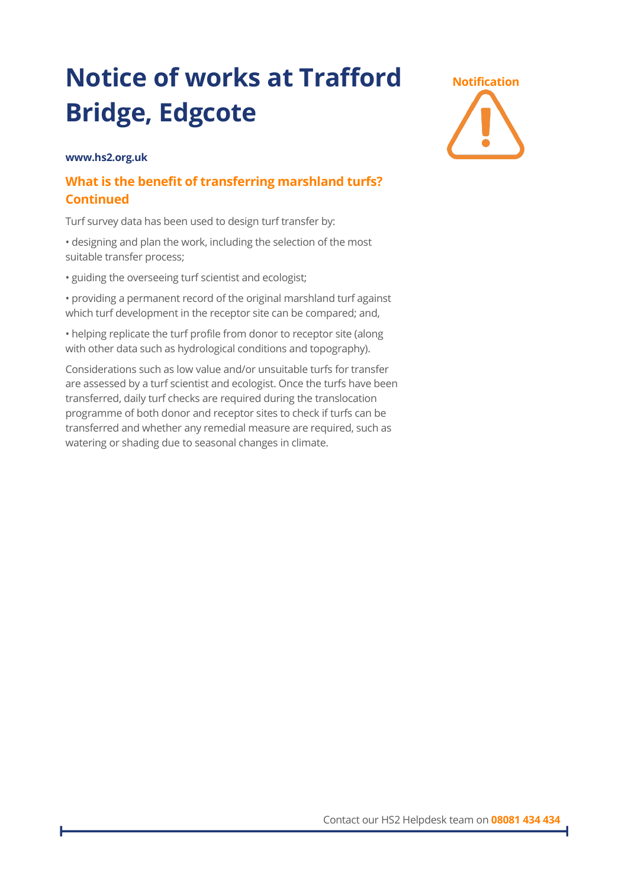# Notice of works at Trafford Bridge, Edgcote

Notification

**www.hs2.org.uk**

## What is the benefit of transferring marshland turfs? Continued

Turf survey data has been used to design turf transfer by:

- designing and plan the work, including the selection of the most suitable transfer process;
- guiding the overseeing turf scientist and ecologist;
- providing a permanent record of the original marshland turf against which turf development in the receptor site can be compared; and,
- helping replicate the turf profile from donor to receptor site (along with other data such as hydrological conditions and topography).

Considerations such as low value and/or unsuitable turfs for transfer are assessed by a turf scientist and ecologist. Once the turfs have been transferred, daily turf checks are required during the translocation programme of both donor and receptor sites to check if turfs can be transferred and whether any remedial measure are required, such as watering or shading due to seasonal changes in climate.

Contact our HS2 Helpdesk team on **08081 434 434**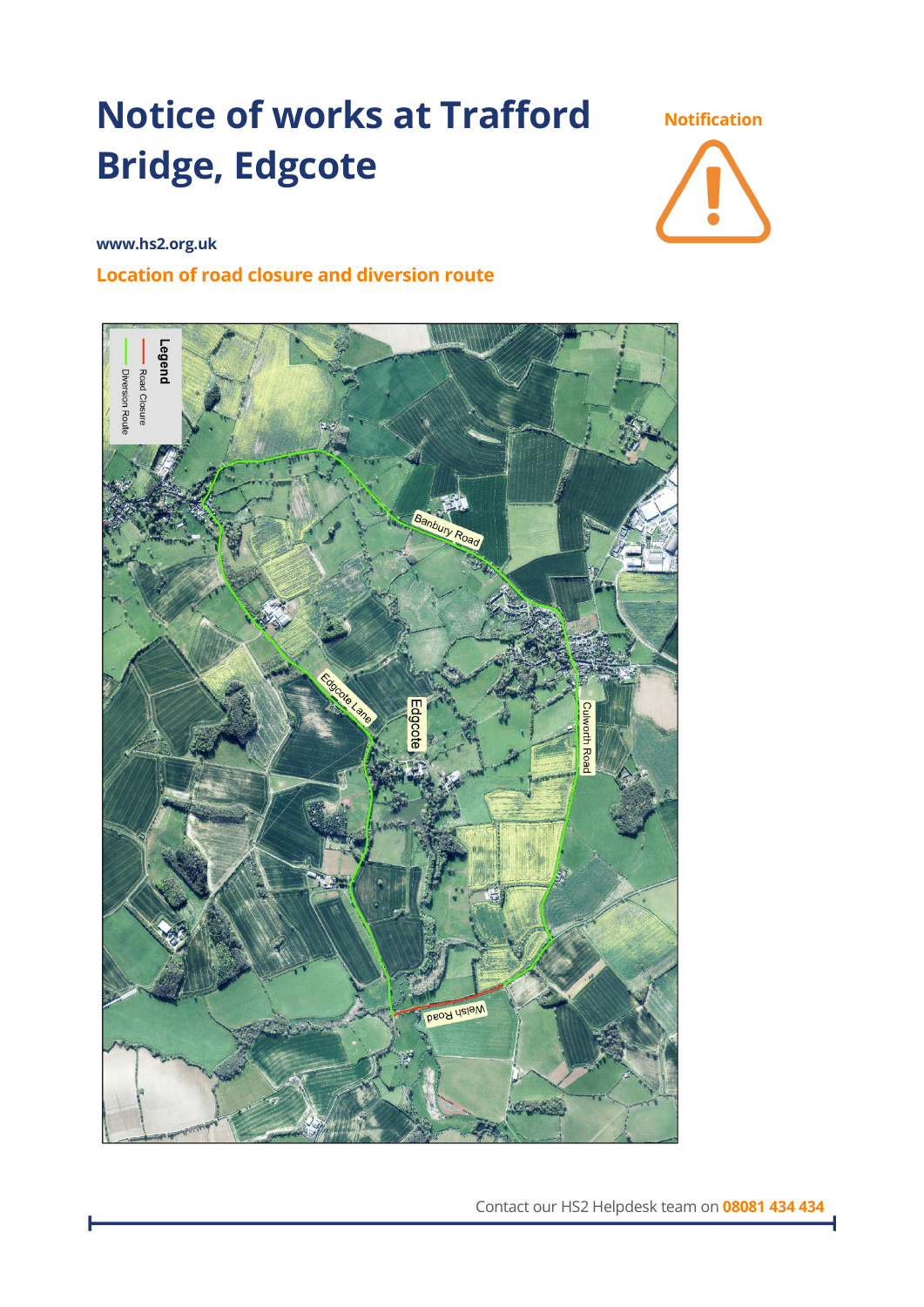# Notice of works at Trafford Bridge, Edgcote

Notification

**www.hs2.org.uk**

## Location of road closure and diversion route

Legend

Road Closure

Diversion Route

Banbury Road

Edgcote Lane

Edgcote

Culworth Road

Welsh Road

Contact our HS2 Helpdesk team on **08081 434 434**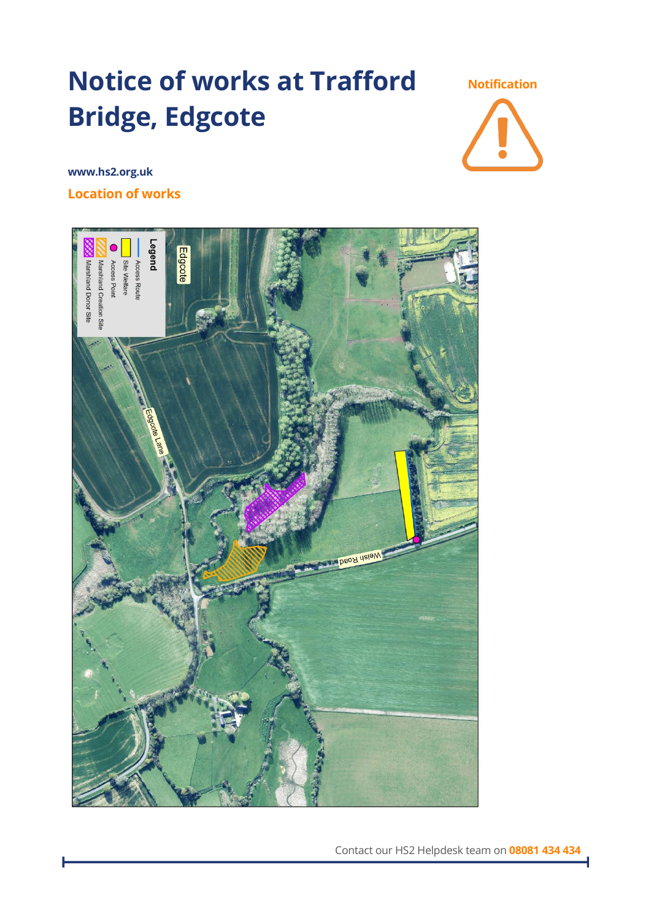# Notice of works at Trafford Bridge, Edgcote

Notification

**www.hs2.org.uk**

## Location of works

Legend

Access Route

Site Welfare

Access Point

Marshland Creation Site

Marshland Donor Site

Edgcote

Edgcote Lane

Welsh Road

Contact our HS2 Helpdesk team on **08081 434 434**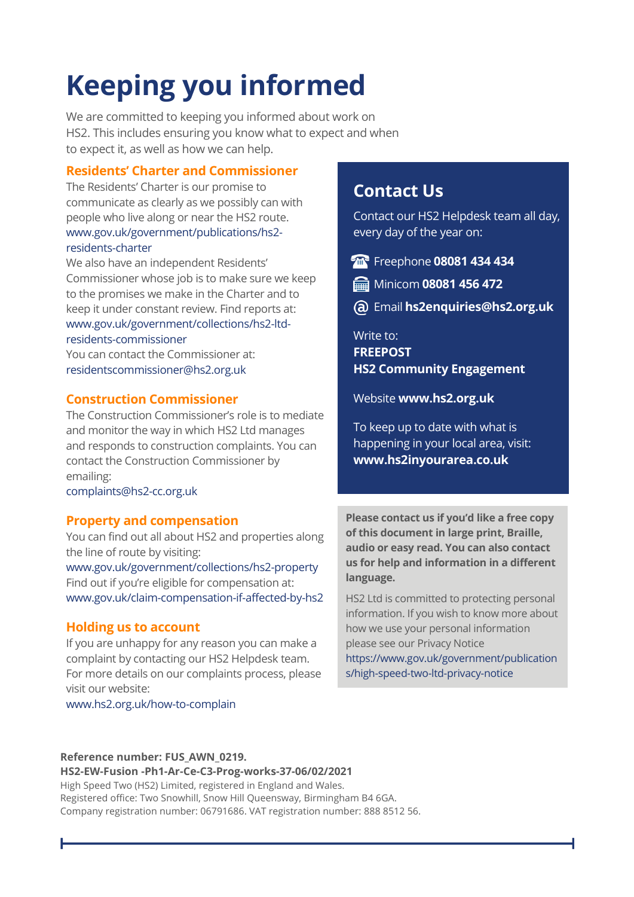# Keeping you informed

We are committed to keeping you informed about work on HS2. This includes ensuring you know what to expect and when to expect it, as well as how we can help.

## Residents' Charter and Commissioner

The Residents' Charter is our promise to communicate as clearly as we possibly can with people who live along or near the HS2 route.
www.gov.uk/government/publications/hs2-residents-charter
We also have an independent Residents' Commissioner whose job is to make sure we keep to the promises we make in the Charter and to keep it under constant review. Find reports at:
www.gov.uk/government/collections/hs2-ltd-residents-commissioner
You can contact the Commissioner at:
residentscommissioner@hs2.org.uk

## Construction Commissioner

The Construction Commissioner's role is to mediate and monitor the way in which HS2 Ltd manages and responds to construction complaints. You can contact the Construction Commissioner by emailing:
complaints@hs2-cc.org.uk

## Property and compensation

You can find out all about HS2 and properties along the line of route by visiting:
www.gov.uk/government/collections/hs2-property
Find out if you're eligible for compensation at:
www.gov.uk/claim-compensation-if-affected-by-hs2

## Holding us to account

If you are unhappy for any reason you can make a complaint by contacting our HS2 Helpdesk team. For more details on our complaints process, please visit our website:
www.hs2.org.uk/how-to-complain

## Contact Us

Contact our HS2 Helpdesk team all day, every day of the year on:

Freephone **08081 434 434**

Minicom **08081 456 472**

Email **hs2enquiries@hs2.org.uk**

Write to:
**FREEPOST**
**HS2 Community Engagement**

Website **www.hs2.org.uk**

To keep up to date with what is happening in your local area, visit:
**www.hs2inyourarea.co.uk**

**Please contact us if you'd like a free copy of this document in large print, Braille, audio or easy read. You can also contact us for help and information in a different language.**

HS2 Ltd is committed to protecting personal information. If you wish to know more about how we use your personal information please see our Privacy Notice https://www.gov.uk/government/publications/high-speed-two-ltd-privacy-notice

**Reference number: FUS_AWN_0219.**
**HS2-EW-Fusion -Ph1-Ar-Ce-C3-Prog-works-37-06/02/2021**
High Speed Two (HS2) Limited, registered in England and Wales.
Registered office: Two Snowhill, Snow Hill Queensway, Birmingham B4 6GA.
Company registration number: 06791686. VAT registration number: 888 8512 56.